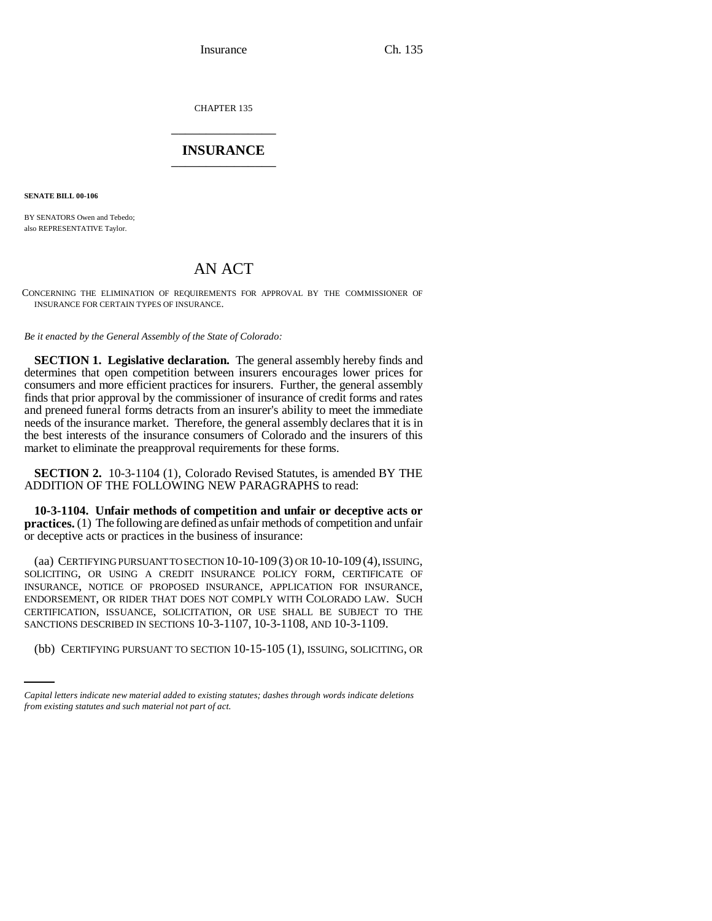CHAPTER 135

# INSURANCE

**SENATE BILL 00-106**

BY SENATORS Owen and Tebedo;
also REPRESENTATIVE Taylor.

# AN ACT

CONCERNING THE ELIMINATION OF REQUIREMENTS FOR APPROVAL BY THE COMMISSIONER OF INSURANCE FOR CERTAIN TYPES OF INSURANCE.

*Be it enacted by the General Assembly of the State of Colorado:*

**SECTION 1. Legislative declaration.** The general assembly hereby finds and determines that open competition between insurers encourages lower prices for consumers and more efficient practices for insurers. Further, the general assembly finds that prior approval by the commissioner of insurance of credit forms and rates and preneed funeral forms detracts from an insurer's ability to meet the immediate needs of the insurance market. Therefore, the general assembly declares that it is in the best interests of the insurance consumers of Colorado and the insurers of this market to eliminate the preapproval requirements for these forms.

**SECTION 2.** 10-3-1104 (1), Colorado Revised Statutes, is amended BY THE ADDITION OF THE FOLLOWING NEW PARAGRAPHS to read:

**10-3-1104. Unfair methods of competition and unfair or deceptive acts or practices.** (1) The following are defined as unfair methods of competition and unfair or deceptive acts or practices in the business of insurance:

(aa) CERTIFYING PURSUANT TO SECTION 10-10-109 (3) OR 10-10-109 (4), ISSUING, SOLICITING, OR USING A CREDIT INSURANCE POLICY FORM, CERTIFICATE OF INSURANCE, NOTICE OF PROPOSED INSURANCE, APPLICATION FOR INSURANCE, ENDORSEMENT, OR RIDER THAT DOES NOT COMPLY WITH COLORADO LAW. SUCH CERTIFICATION, ISSUANCE, SOLICITATION, OR USE SHALL BE SUBJECT TO THE SANCTIONS DESCRIBED IN SECTIONS 10-3-1107, 10-3-1108, AND 10-3-1109.

(bb) CERTIFYING PURSUANT TO SECTION 10-15-105 (1), ISSUING, SOLICITING, OR

*Capital letters indicate new material added to existing statutes; dashes through words indicate deletions from existing statutes and such material not part of act.*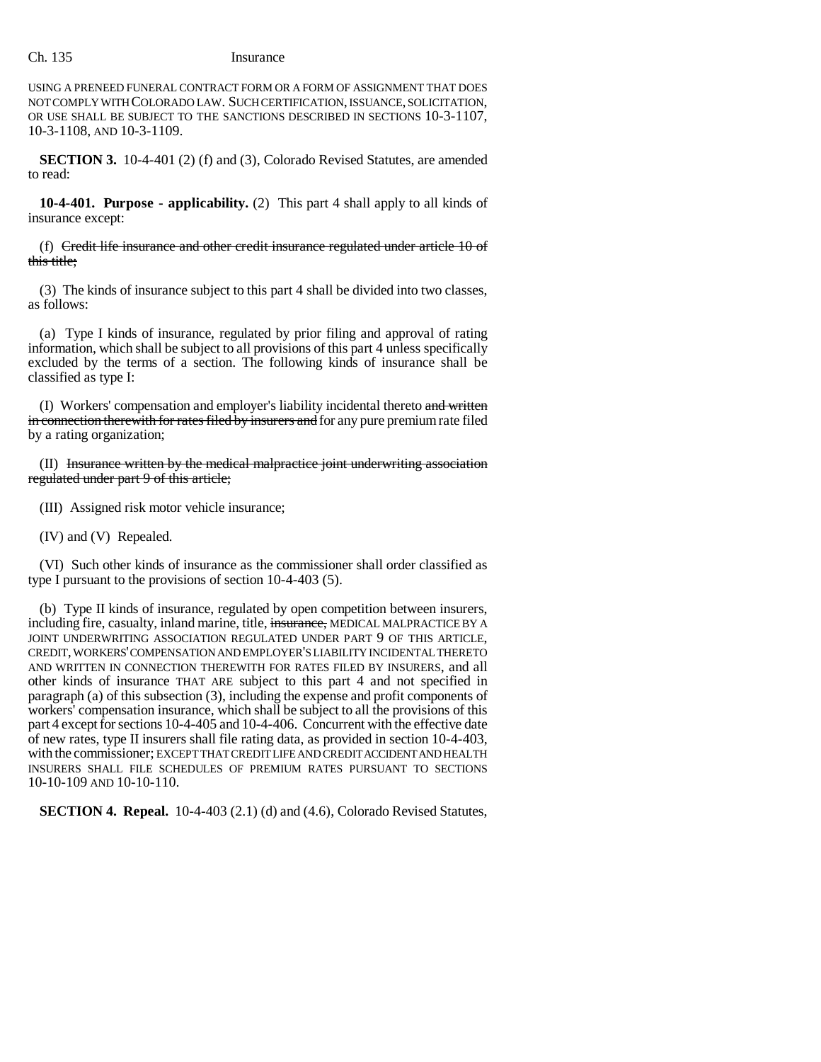USING A PRENEED FUNERAL CONTRACT FORM OR A FORM OF ASSIGNMENT THAT DOES NOT COMPLY WITH COLORADO LAW. SUCH CERTIFICATION, ISSUANCE, SOLICITATION, OR USE SHALL BE SUBJECT TO THE SANCTIONS DESCRIBED IN SECTIONS 10-3-1107, 10-3-1108, AND 10-3-1109.

**SECTION 3.** 10-4-401 (2) (f) and (3), Colorado Revised Statutes, are amended to read:

**10-4-401. Purpose - applicability.** (2) This part 4 shall apply to all kinds of insurance except:

(f) ~~Credit life insurance and other credit insurance regulated under article 10 of this title;~~

(3) The kinds of insurance subject to this part 4 shall be divided into two classes, as follows:

(a) Type I kinds of insurance, regulated by prior filing and approval of rating information, which shall be subject to all provisions of this part 4 unless specifically excluded by the terms of a section. The following kinds of insurance shall be classified as type I:

(I) Workers' compensation and employer's liability incidental thereto ~~and written in connection therewith for rates filed by insurers and~~ for any pure premium rate filed by a rating organization;

(II) ~~Insurance written by the medical malpractice joint underwriting association regulated under part 9 of this article;~~

(III) Assigned risk motor vehicle insurance;

(IV) and (V) Repealed.

(VI) Such other kinds of insurance as the commissioner shall order classified as type I pursuant to the provisions of section 10-4-403 (5).

(b) Type II kinds of insurance, regulated by open competition between insurers, including fire, casualty, inland marine, title, ~~insurance,~~ MEDICAL MALPRACTICE BY A JOINT UNDERWRITING ASSOCIATION REGULATED UNDER PART 9 OF THIS ARTICLE, CREDIT, WORKERS' COMPENSATION AND EMPLOYER'S LIABILITY INCIDENTAL THERETO AND WRITTEN IN CONNECTION THEREWITH FOR RATES FILED BY INSURERS, and all other kinds of insurance THAT ARE subject to this part 4 and not specified in paragraph (a) of this subsection (3), including the expense and profit components of workers' compensation insurance, which shall be subject to all the provisions of this part 4 except for sections 10-4-405 and 10-4-406. Concurrent with the effective date of new rates, type II insurers shall file rating data, as provided in section 10-4-403, with the commissioner; EXCEPT THAT CREDIT LIFE AND CREDIT ACCIDENT AND HEALTH INSURERS SHALL FILE SCHEDULES OF PREMIUM RATES PURSUANT TO SECTIONS 10-10-109 AND 10-10-110.

**SECTION 4. Repeal.** 10-4-403 (2.1) (d) and (4.6), Colorado Revised Statutes,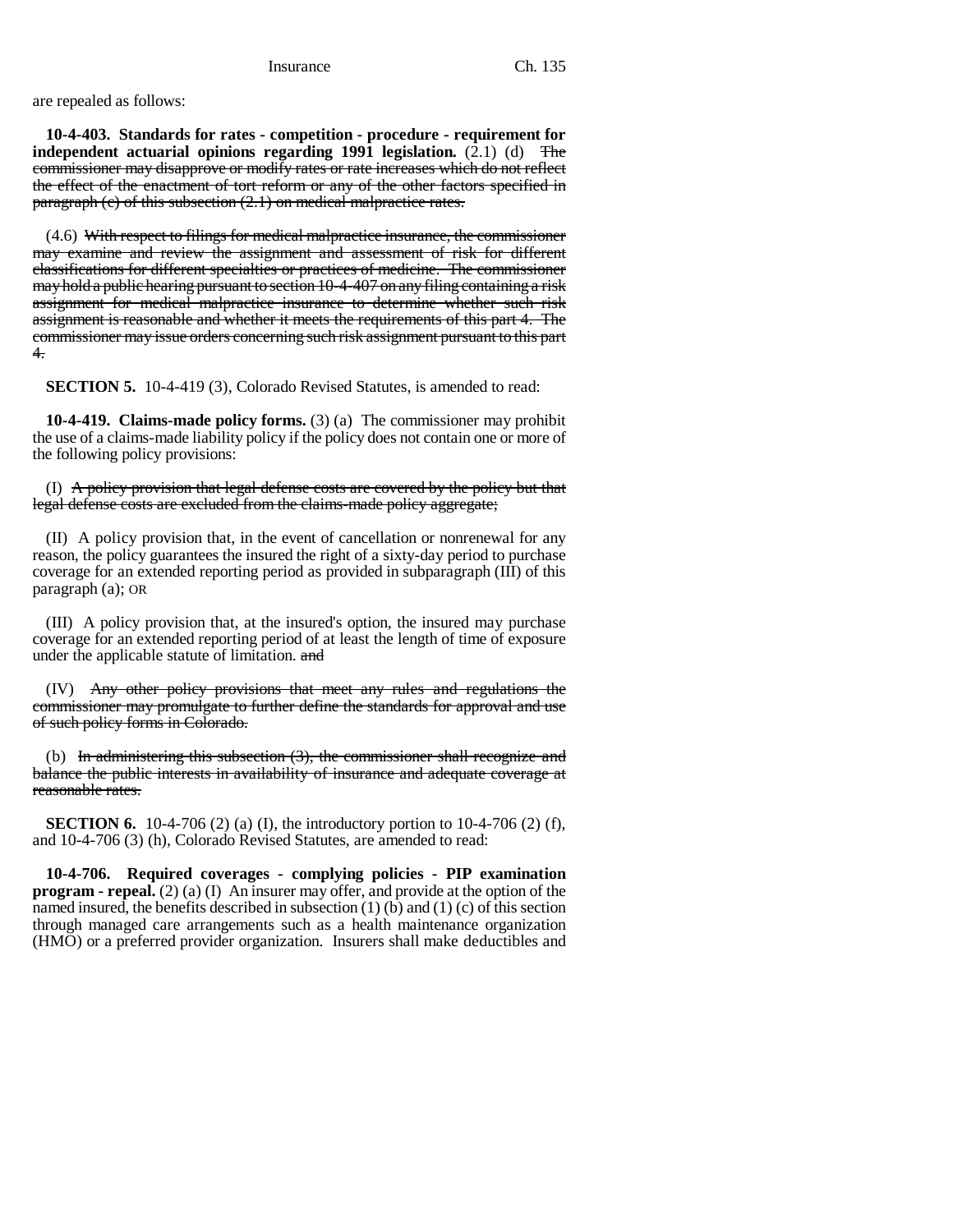are repealed as follows:

**10-4-403. Standards for rates - competition - procedure - requirement for independent actuarial opinions regarding 1991 legislation.** (2.1) (d) ~~The commissioner may disapprove or modify rates or rate increases which do not reflect the effect of the enactment of tort reform or any of the other factors specified in paragraph (c) of this subsection (2.1) on medical malpractice rates.~~

(4.6) ~~With respect to filings for medical malpractice insurance, the commissioner may examine and review the assignment and assessment of risk for different classifications for different specialties or practices of medicine. The commissioner may hold a public hearing pursuant to section 10-4-407 on any filing containing a risk assignment for medical malpractice insurance to determine whether such risk assignment is reasonable and whether it meets the requirements of this part 4. The commissioner may issue orders concerning such risk assignment pursuant to this part 4.~~

**SECTION 5.** 10-4-419 (3), Colorado Revised Statutes, is amended to read:

**10-4-419. Claims-made policy forms.** (3) (a) The commissioner may prohibit the use of a claims-made liability policy if the policy does not contain one or more of the following policy provisions:

(I) ~~A policy provision that legal defense costs are covered by the policy but that legal defense costs are excluded from the claims-made policy aggregate;~~

(II) A policy provision that, in the event of cancellation or nonrenewal for any reason, the policy guarantees the insured the right of a sixty-day period to purchase coverage for an extended reporting period as provided in subparagraph (III) of this paragraph (a); OR

(III) A policy provision that, at the insured's option, the insured may purchase coverage for an extended reporting period of at least the length of time of exposure under the applicable statute of limitation. ~~and~~

(IV) ~~Any other policy provisions that meet any rules and regulations the commissioner may promulgate to further define the standards for approval and use of such policy forms in Colorado.~~

(b) ~~In administering this subsection (3), the commissioner shall recognize and balance the public interests in availability of insurance and adequate coverage at reasonable rates.~~

**SECTION 6.** 10-4-706 (2) (a) (I), the introductory portion to 10-4-706 (2) (f), and 10-4-706 (3) (h), Colorado Revised Statutes, are amended to read:

**10-4-706. Required coverages - complying policies - PIP examination program - repeal.** (2) (a) (I) An insurer may offer, and provide at the option of the named insured, the benefits described in subsection (1) (b) and (1) (c) of this section through managed care arrangements such as a health maintenance organization (HMO) or a preferred provider organization. Insurers shall make deductibles and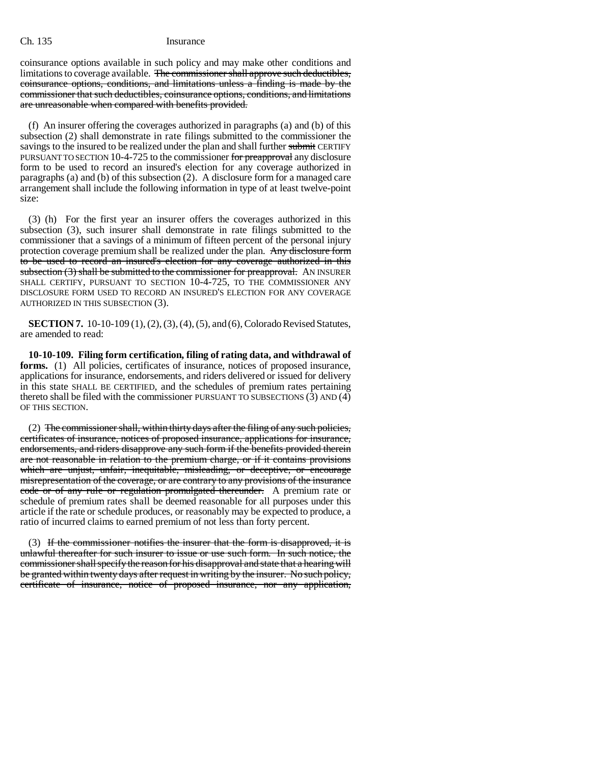coinsurance options available in such policy and may make other conditions and limitations to coverage available. ~~The commissioner shall approve such deductibles, coinsurance options, conditions, and limitations unless a finding is made by the commissioner that such deductibles, coinsurance options, conditions, and limitations are unreasonable when compared with benefits provided.~~

(f) An insurer offering the coverages authorized in paragraphs (a) and (b) of this subsection (2) shall demonstrate in rate filings submitted to the commissioner the savings to the insured to be realized under the plan and shall further ~~submit~~ CERTIFY PURSUANT TO SECTION 10-4-725 to the commissioner ~~for preapproval~~ any disclosure form to be used to record an insured's election for any coverage authorized in paragraphs (a) and (b) of this subsection (2). A disclosure form for a managed care arrangement shall include the following information in type of at least twelve-point size:

(3) (h) For the first year an insurer offers the coverages authorized in this subsection (3), such insurer shall demonstrate in rate filings submitted to the commissioner that a savings of a minimum of fifteen percent of the personal injury protection coverage premium shall be realized under the plan. ~~Any disclosure form to be used to record an insured's election for any coverage authorized in this subsection (3) shall be submitted to the commissioner for preapproval.~~ AN INSURER SHALL CERTIFY, PURSUANT TO SECTION 10-4-725, TO THE COMMISSIONER ANY DISCLOSURE FORM USED TO RECORD AN INSURED'S ELECTION FOR ANY COVERAGE AUTHORIZED IN THIS SUBSECTION (3).

**SECTION 7.** 10-10-109 (1), (2), (3), (4), (5), and (6), Colorado Revised Statutes, are amended to read:

**10-10-109. Filing form certification, filing of rating data, and withdrawal of forms.** (1) All policies, certificates of insurance, notices of proposed insurance, applications for insurance, endorsements, and riders delivered or issued for delivery in this state SHALL BE CERTIFIED, and the schedules of premium rates pertaining thereto shall be filed with the commissioner PURSUANT TO SUBSECTIONS (3) AND (4) OF THIS SECTION.

(2) ~~The commissioner shall, within thirty days after the filing of any such policies, certificates of insurance, notices of proposed insurance, applications for insurance, endorsements, and riders disapprove any such form if the benefits provided therein are not reasonable in relation to the premium charge, or if it contains provisions which are unjust, unfair, inequitable, misleading, or deceptive, or encourage misrepresentation of the coverage, or are contrary to any provisions of the insurance code or of any rule or regulation promulgated thereunder.~~ A premium rate or schedule of premium rates shall be deemed reasonable for all purposes under this article if the rate or schedule produces, or reasonably may be expected to produce, a ratio of incurred claims to earned premium of not less than forty percent.

(3) ~~If the commissioner notifies the insurer that the form is disapproved, it is unlawful thereafter for such insurer to issue or use such form. In such notice, the commissioner shall specify the reason for his disapproval and state that a hearing will be granted within twenty days after request in writing by the insurer. No such policy, certificate of insurance, notice of proposed insurance, nor any application,~~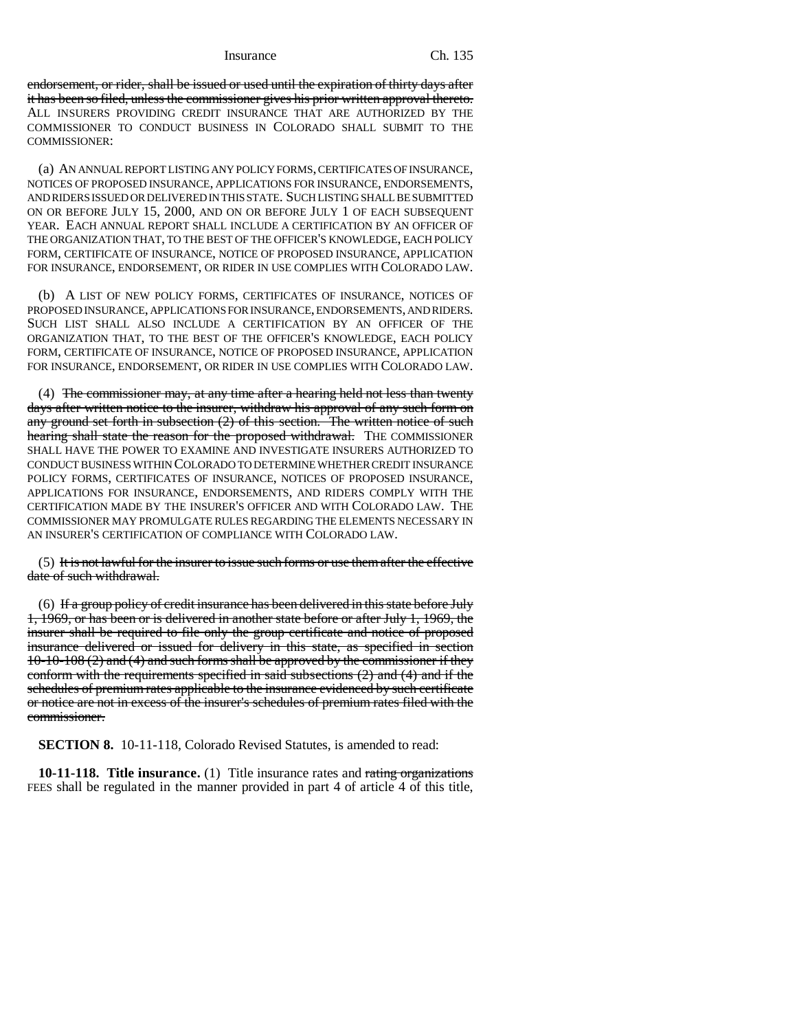endorsement, or rider, shall be issued or used until the expiration of thirty days after it has been so filed, unless the commissioner gives his prior written approval thereto. ALL INSURERS PROVIDING CREDIT INSURANCE THAT ARE AUTHORIZED BY THE COMMISSIONER TO CONDUCT BUSINESS IN COLORADO SHALL SUBMIT TO THE COMMISSIONER:

(a) AN ANNUAL REPORT LISTING ANY POLICY FORMS, CERTIFICATES OF INSURANCE, NOTICES OF PROPOSED INSURANCE, APPLICATIONS FOR INSURANCE, ENDORSEMENTS, AND RIDERS ISSUED OR DELIVERED IN THIS STATE. SUCH LISTING SHALL BE SUBMITTED ON OR BEFORE JULY 15, 2000, AND ON OR BEFORE JULY 1 OF EACH SUBSEQUENT YEAR. EACH ANNUAL REPORT SHALL INCLUDE A CERTIFICATION BY AN OFFICER OF THE ORGANIZATION THAT, TO THE BEST OF THE OFFICER'S KNOWLEDGE, EACH POLICY FORM, CERTIFICATE OF INSURANCE, NOTICE OF PROPOSED INSURANCE, APPLICATION FOR INSURANCE, ENDORSEMENT, OR RIDER IN USE COMPLIES WITH COLORADO LAW.

(b) A LIST OF NEW POLICY FORMS, CERTIFICATES OF INSURANCE, NOTICES OF PROPOSED INSURANCE, APPLICATIONS FOR INSURANCE, ENDORSEMENTS, AND RIDERS. SUCH LIST SHALL ALSO INCLUDE A CERTIFICATION BY AN OFFICER OF THE ORGANIZATION THAT, TO THE BEST OF THE OFFICER'S KNOWLEDGE, EACH POLICY FORM, CERTIFICATE OF INSURANCE, NOTICE OF PROPOSED INSURANCE, APPLICATION FOR INSURANCE, ENDORSEMENT, OR RIDER IN USE COMPLIES WITH COLORADO LAW.

(4) The commissioner may, at any time after a hearing held not less than twenty days after written notice to the insurer, withdraw his approval of any such form on any ground set forth in subsection (2) of this section. The written notice of such hearing shall state the reason for the proposed withdrawal. THE COMMISSIONER SHALL HAVE THE POWER TO EXAMINE AND INVESTIGATE INSURERS AUTHORIZED TO CONDUCT BUSINESS WITHIN COLORADO TO DETERMINE WHETHER CREDIT INSURANCE POLICY FORMS, CERTIFICATES OF INSURANCE, NOTICES OF PROPOSED INSURANCE, APPLICATIONS FOR INSURANCE, ENDORSEMENTS, AND RIDERS COMPLY WITH THE CERTIFICATION MADE BY THE INSURER'S OFFICER AND WITH COLORADO LAW. THE COMMISSIONER MAY PROMULGATE RULES REGARDING THE ELEMENTS NECESSARY IN AN INSURER'S CERTIFICATION OF COMPLIANCE WITH COLORADO LAW.

(5) It is not lawful for the insurer to issue such forms or use them after the effective date of such withdrawal.

(6) If a group policy of credit insurance has been delivered in this state before July 1, 1969, or has been or is delivered in another state before or after July 1, 1969, the insurer shall be required to file only the group certificate and notice of proposed insurance delivered or issued for delivery in this state, as specified in section 10-10-108 (2) and (4) and such forms shall be approved by the commissioner if they conform with the requirements specified in said subsections (2) and (4) and if the schedules of premium rates applicable to the insurance evidenced by such certificate or notice are not in excess of the insurer's schedules of premium rates filed with the commissioner.

**SECTION 8.** 10-11-118, Colorado Revised Statutes, is amended to read:

**10-11-118. Title insurance.** (1) Title insurance rates and rating organizations FEES shall be regulated in the manner provided in part 4 of article 4 of this title,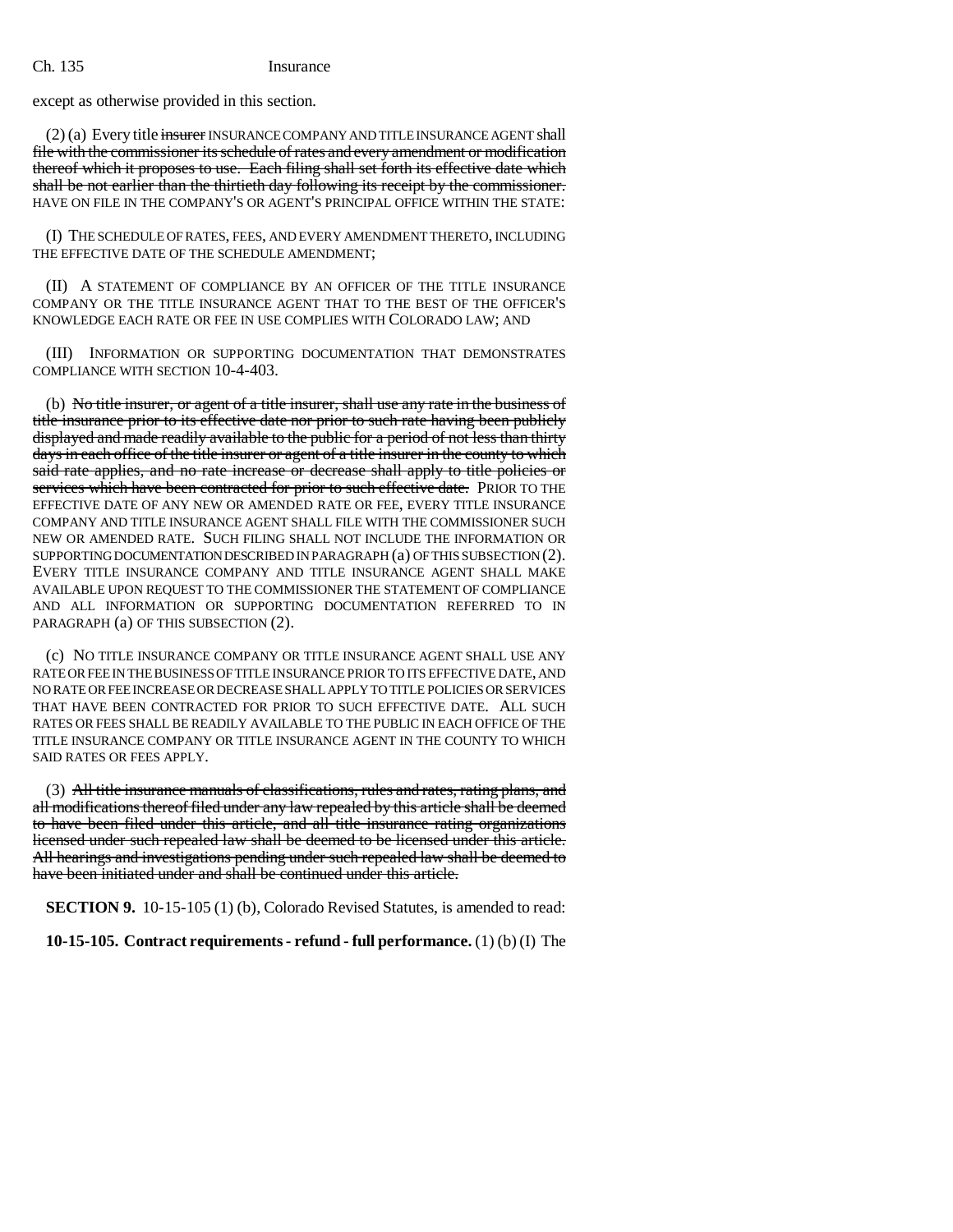except as otherwise provided in this section.

(2) (a) Every title ~~insurer~~ INSURANCE COMPANY AND TITLE INSURANCE AGENT shall ~~file with the commissioner its schedule of rates and every amendment or modification thereof which it proposes to use. Each filing shall set forth its effective date which shall be not earlier than the thirtieth day following its receipt by the commissioner.~~ HAVE ON FILE IN THE COMPANY'S OR AGENT'S PRINCIPAL OFFICE WITHIN THE STATE:

(I) THE SCHEDULE OF RATES, FEES, AND EVERY AMENDMENT THERETO, INCLUDING THE EFFECTIVE DATE OF THE SCHEDULE AMENDMENT;

(II) A STATEMENT OF COMPLIANCE BY AN OFFICER OF THE TITLE INSURANCE COMPANY OR THE TITLE INSURANCE AGENT THAT TO THE BEST OF THE OFFICER'S KNOWLEDGE EACH RATE OR FEE IN USE COMPLIES WITH COLORADO LAW; AND

(III) INFORMATION OR SUPPORTING DOCUMENTATION THAT DEMONSTRATES COMPLIANCE WITH SECTION 10-4-403.

(b) ~~No title insurer, or agent of a title insurer, shall use any rate in the business of title insurance prior to its effective date nor prior to such rate having been publicly displayed and made readily available to the public for a period of not less than thirty days in each office of the title insurer or agent of a title insurer in the county to which said rate applies, and no rate increase or decrease shall apply to title policies or services which have been contracted for prior to such effective date.~~ PRIOR TO THE EFFECTIVE DATE OF ANY NEW OR AMENDED RATE OR FEE, EVERY TITLE INSURANCE COMPANY AND TITLE INSURANCE AGENT SHALL FILE WITH THE COMMISSIONER SUCH NEW OR AMENDED RATE. SUCH FILING SHALL NOT INCLUDE THE INFORMATION OR SUPPORTING DOCUMENTATION DESCRIBED IN PARAGRAPH (a) OF THIS SUBSECTION (2). EVERY TITLE INSURANCE COMPANY AND TITLE INSURANCE AGENT SHALL MAKE AVAILABLE UPON REQUEST TO THE COMMISSIONER THE STATEMENT OF COMPLIANCE AND ALL INFORMATION OR SUPPORTING DOCUMENTATION REFERRED TO IN PARAGRAPH (a) OF THIS SUBSECTION (2).

(c) NO TITLE INSURANCE COMPANY OR TITLE INSURANCE AGENT SHALL USE ANY RATE OR FEE IN THE BUSINESS OF TITLE INSURANCE PRIOR TO ITS EFFECTIVE DATE, AND NO RATE OR FEE INCREASE OR DECREASE SHALL APPLY TO TITLE POLICIES OR SERVICES THAT HAVE BEEN CONTRACTED FOR PRIOR TO SUCH EFFECTIVE DATE. ALL SUCH RATES OR FEES SHALL BE READILY AVAILABLE TO THE PUBLIC IN EACH OFFICE OF THE TITLE INSURANCE COMPANY OR TITLE INSURANCE AGENT IN THE COUNTY TO WHICH SAID RATES OR FEES APPLY.

(3) ~~All title insurance manuals of classifications, rules and rates, rating plans, and all modifications thereof filed under any law repealed by this article shall be deemed to have been filed under this article, and all title insurance rating organizations licensed under such repealed law shall be deemed to be licensed under this article. All hearings and investigations pending under such repealed law shall be deemed to have been initiated under and shall be continued under this article.~~

**SECTION 9.** 10-15-105 (1) (b), Colorado Revised Statutes, is amended to read:

**10-15-105. Contract requirements - refund - full performance.** (1) (b) (I) The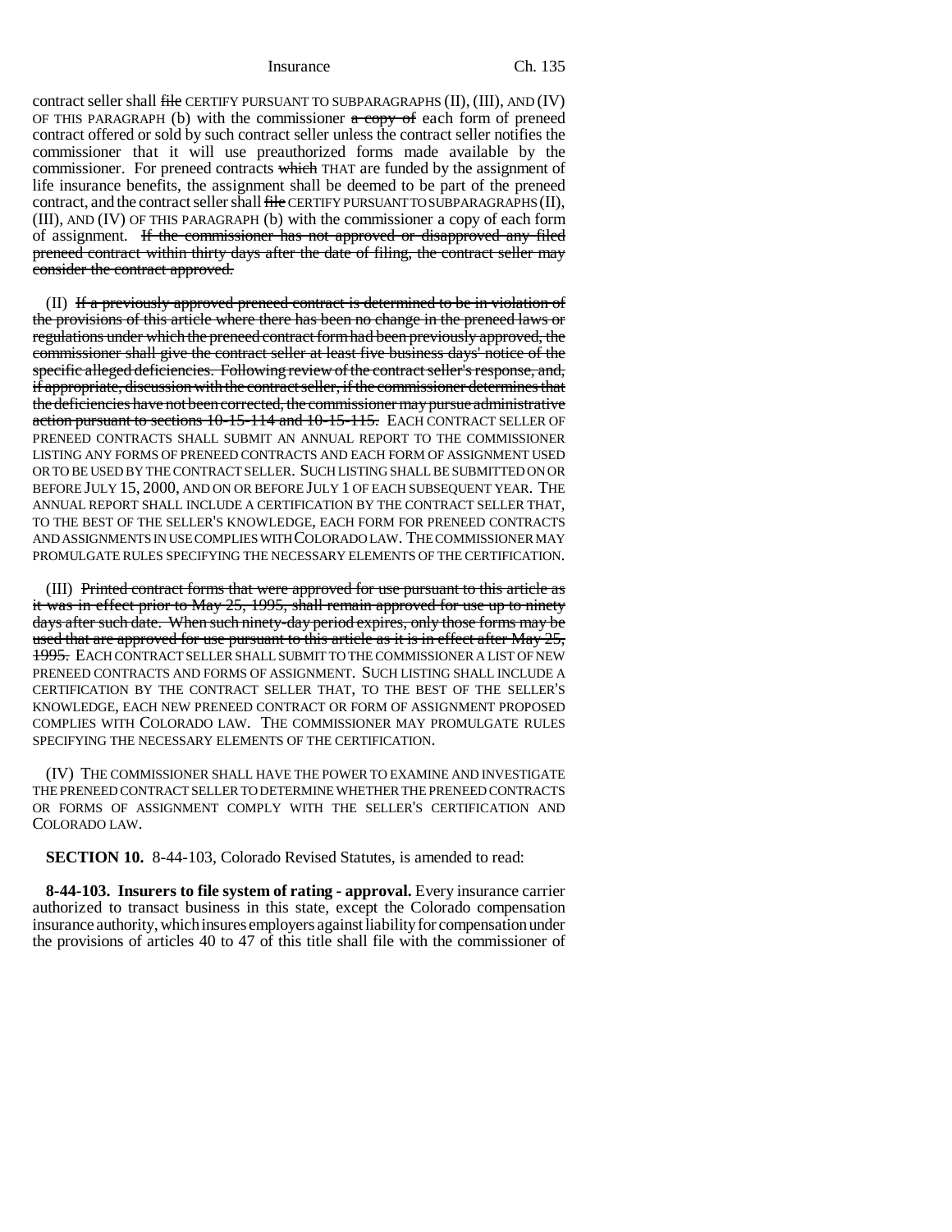contract seller shall ~~file~~ CERTIFY PURSUANT TO SUBPARAGRAPHS (II), (III), AND (IV) OF THIS PARAGRAPH (b) with the commissioner ~~a copy of~~ each form of preneed contract offered or sold by such contract seller unless the contract seller notifies the commissioner that it will use preauthorized forms made available by the commissioner. For preneed contracts ~~which~~ THAT are funded by the assignment of life insurance benefits, the assignment shall be deemed to be part of the preneed contract, and the contract seller shall ~~file~~ CERTIFY PURSUANT TO SUBPARAGRAPHS (II), (III), AND (IV) OF THIS PARAGRAPH (b) with the commissioner a copy of each form of assignment. ~~If the commissioner has not approved or disapproved any filed preneed contract within thirty days after the date of filing, the contract seller may consider the contract approved.~~

(II) ~~If a previously approved preneed contract is determined to be in violation of the provisions of this article where there has been no change in the preneed laws or regulations under which the preneed contract form had been previously approved, the commissioner shall give the contract seller at least five business days' notice of the specific alleged deficiencies. Following review of the contract seller's response, and, if appropriate, discussion with the contract seller, if the commissioner determines that the deficiencies have not been corrected, the commissioner may pursue administrative action pursuant to sections 10-15-114 and 10-15-115.~~ EACH CONTRACT SELLER OF PRENEED CONTRACTS SHALL SUBMIT AN ANNUAL REPORT TO THE COMMISSIONER LISTING ANY FORMS OF PRENEED CONTRACTS AND EACH FORM OF ASSIGNMENT USED OR TO BE USED BY THE CONTRACT SELLER. SUCH LISTING SHALL BE SUBMITTED ON OR BEFORE JULY 15, 2000, AND ON OR BEFORE JULY 1 OF EACH SUBSEQUENT YEAR. THE ANNUAL REPORT SHALL INCLUDE A CERTIFICATION BY THE CONTRACT SELLER THAT, TO THE BEST OF THE SELLER'S KNOWLEDGE, EACH FORM FOR PRENEED CONTRACTS AND ASSIGNMENTS IN USE COMPLIES WITH COLORADO LAW. THE COMMISSIONER MAY PROMULGATE RULES SPECIFYING THE NECESSARY ELEMENTS OF THE CERTIFICATION.

(III) ~~Printed contract forms that were approved for use pursuant to this article as it was in effect prior to May 25, 1995, shall remain approved for use up to ninety days after such date. When such ninety-day period expires, only those forms may be used that are approved for use pursuant to this article as it is in effect after May 25, 1995.~~ EACH CONTRACT SELLER SHALL SUBMIT TO THE COMMISSIONER A LIST OF NEW PRENEED CONTRACTS AND FORMS OF ASSIGNMENT. SUCH LISTING SHALL INCLUDE A CERTIFICATION BY THE CONTRACT SELLER THAT, TO THE BEST OF THE SELLER'S KNOWLEDGE, EACH NEW PRENEED CONTRACT OR FORM OF ASSIGNMENT PROPOSED COMPLIES WITH COLORADO LAW. THE COMMISSIONER MAY PROMULGATE RULES SPECIFYING THE NECESSARY ELEMENTS OF THE CERTIFICATION.

(IV) THE COMMISSIONER SHALL HAVE THE POWER TO EXAMINE AND INVESTIGATE THE PRENEED CONTRACT SELLER TO DETERMINE WHETHER THE PRENEED CONTRACTS OR FORMS OF ASSIGNMENT COMPLY WITH THE SELLER'S CERTIFICATION AND COLORADO LAW.

**SECTION 10.** 8-44-103, Colorado Revised Statutes, is amended to read:

**8-44-103. Insurers to file system of rating - approval.** Every insurance carrier authorized to transact business in this state, except the Colorado compensation insurance authority, which insures employers against liability for compensation under the provisions of articles 40 to 47 of this title shall file with the commissioner of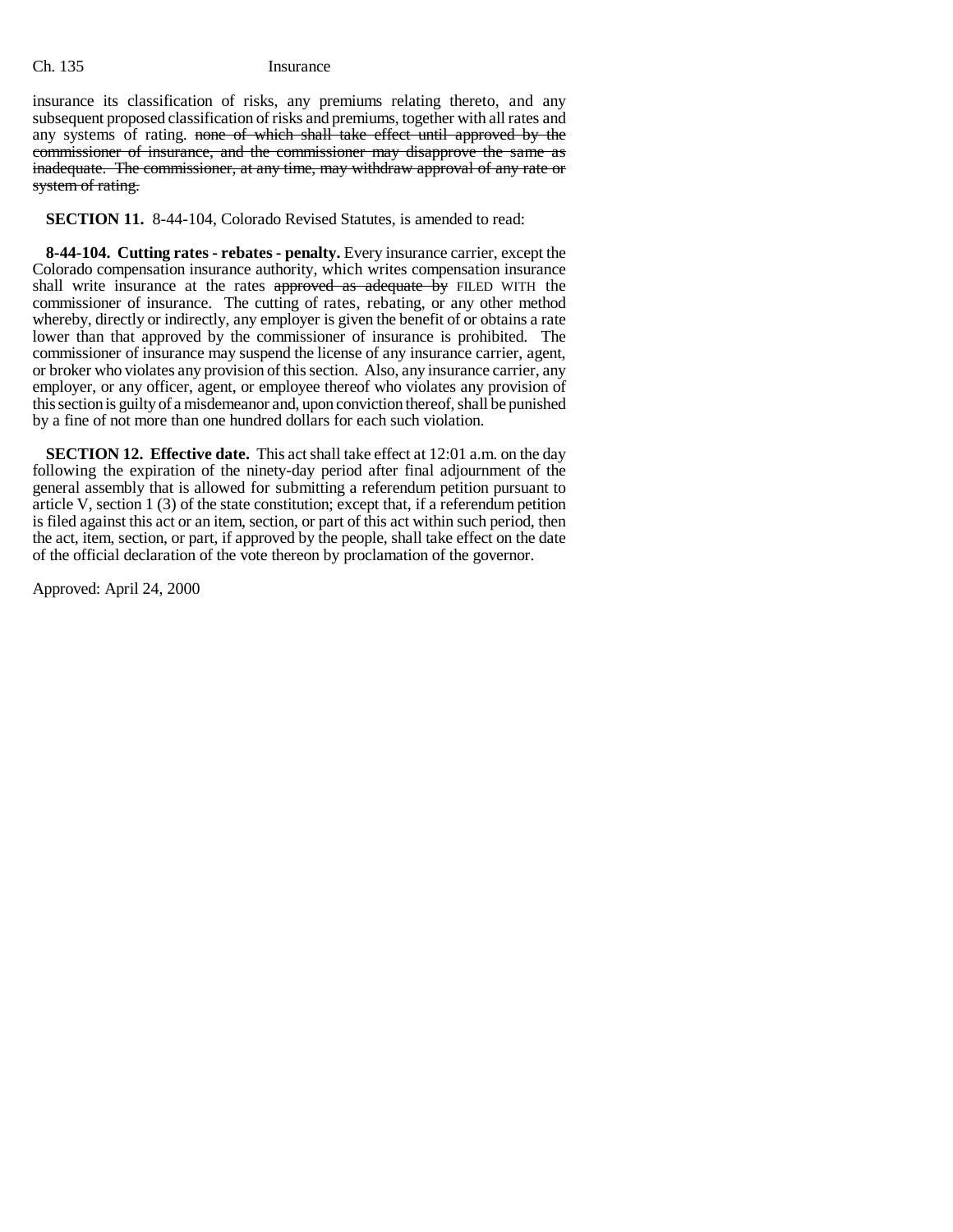insurance its classification of risks, any premiums relating thereto, and any subsequent proposed classification of risks and premiums, together with all rates and any systems of rating. ~~none of which shall take effect until approved by the commissioner of insurance, and the commissioner may disapprove the same as inadequate. The commissioner, at any time, may withdraw approval of any rate or system of rating.~~

**SECTION 11.** 8-44-104, Colorado Revised Statutes, is amended to read:

**8-44-104. Cutting rates - rebates - penalty.** Every insurance carrier, except the Colorado compensation insurance authority, which writes compensation insurance shall write insurance at the rates ~~approved as adequate by~~ FILED WITH the commissioner of insurance. The cutting of rates, rebating, or any other method whereby, directly or indirectly, any employer is given the benefit of or obtains a rate lower than that approved by the commissioner of insurance is prohibited. The commissioner of insurance may suspend the license of any insurance carrier, agent, or broker who violates any provision of this section. Also, any insurance carrier, any employer, or any officer, agent, or employee thereof who violates any provision of this section is guilty of a misdemeanor and, upon conviction thereof, shall be punished by a fine of not more than one hundred dollars for each such violation.

**SECTION 12. Effective date.** This act shall take effect at 12:01 a.m. on the day following the expiration of the ninety-day period after final adjournment of the general assembly that is allowed for submitting a referendum petition pursuant to article V, section 1 (3) of the state constitution; except that, if a referendum petition is filed against this act or an item, section, or part of this act within such period, then the act, item, section, or part, if approved by the people, shall take effect on the date of the official declaration of the vote thereon by proclamation of the governor.

Approved: April 24, 2000